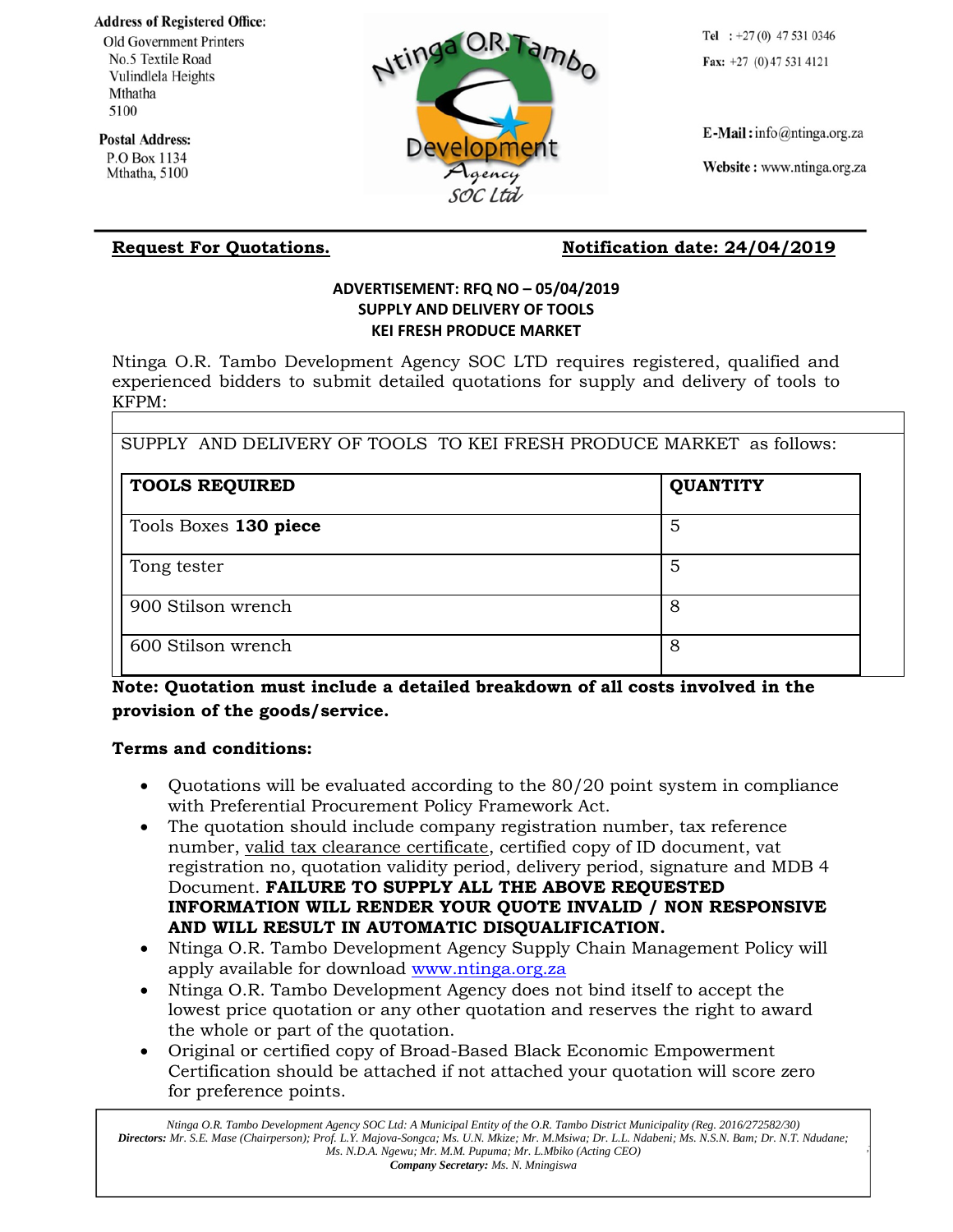**Address of Registered Office:**
Old Government Printers
No.5 Textile Road
Vulindlela Heights
Mthatha
5100

**Postal Address:**
P.O Box 1134
Mthatha, 5100

Ntinga O.R. Tambo Development Agency SOC Ltd

**Tel** : +27 (0) 47 531 0346
**Fax:** +27 (0) 47 531 4121

**E-Mail:** info@ntinga.org.za

**Website:** www.ntinga.org.za

**Request For Quotations.** **Notification date: 24/04/2019**

**ADVERTISEMENT: RFQ NO – 05/04/2019**
**SUPPLY AND DELIVERY OF TOOLS**
**KEI FRESH PRODUCE MARKET**

Ntinga O.R. Tambo Development Agency SOC LTD requires registered, qualified and experienced bidders to submit detailed quotations for supply and delivery of tools to KFPM:

SUPPLY AND DELIVERY OF TOOLS TO KEI FRESH PRODUCE MARKET as follows:

| TOOLS REQUIRED | QUANTITY |
|---|---|
| Tools Boxes **130 piece** | 5 |
| Tong tester | 5 |
| 900 Stilson wrench | 8 |
| 600 Stilson wrench | 8 |

**Note: Quotation must include a detailed breakdown of all costs involved in the provision of the goods/service.**

**Terms and conditions:**

- Quotations will be evaluated according to the 80/20 point system in compliance with Preferential Procurement Policy Framework Act.
- The quotation should include company registration number, tax reference number, valid tax clearance certificate, certified copy of ID document, vat registration no, quotation validity period, delivery period, signature and MDB 4 Document. **FAILURE TO SUPPLY ALL THE ABOVE REQUESTED INFORMATION WILL RENDER YOUR QUOTE INVALID / NON RESPONSIVE AND WILL RESULT IN AUTOMATIC DISQUALIFICATION.**
- Ntinga O.R. Tambo Development Agency Supply Chain Management Policy will apply available for download www.ntinga.org.za
- Ntinga O.R. Tambo Development Agency does not bind itself to accept the lowest price quotation or any other quotation and reserves the right to award the whole or part of the quotation.
- Original or certified copy of Broad-Based Black Economic Empowerment Certification should be attached if not attached your quotation will score zero for preference points.

*Ntinga O.R. Tambo Development Agency SOC Ltd: A Municipal Entity of the O.R. Tambo District Municipality (Reg. 2016/272582/30)*
***Directors:*** *Mr. S.E. Mase (Chairperson); Prof. L.Y. Majova-Songca; Ms. U.N. Mkize; Mr. M.Msiwa; Dr. L.L. Ndabeni; Ms. N.S.N. Bam; Dr. N.T. Ndudane; Ms. N.D.A. Ngewu; Mr. M.M. Pupuma; Mr. L.Mbiko (Acting CEO)*
***Company Secretary:*** *Ms. N. Mningiswa*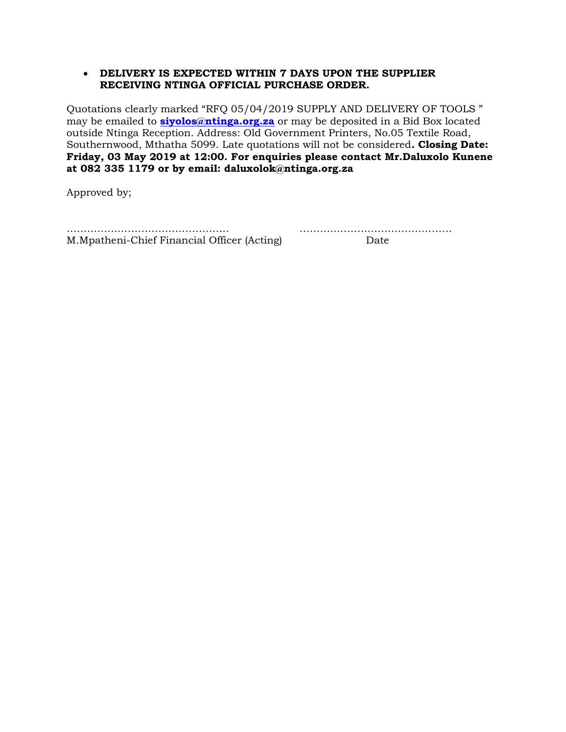- **DELIVERY IS EXPECTED WITHIN 7 DAYS UPON THE SUPPLIER RECEIVING NTINGA OFFICIAL PURCHASE ORDER.**

Quotations clearly marked “RFQ 05/04/2019 SUPPLY AND DELIVERY OF TOOLS ” may be emailed to **siyolos@ntinga.org.za** or may be deposited in a Bid Box located outside Ntinga Reception. Address: Old Government Printers, No.05 Textile Road, Southernwood, Mthatha 5099. Late quotations will not be considered**. Closing Date: Friday, 03 May 2019 at 12:00. For enquiries please contact Mr.Daluxolo Kunene at 082 335 1179 or by email: daluxolok@ntinga.org.za**

Approved by;

………………………………………… ………………………………………

M.Mpatheni-Chief Financial Officer (Acting) Date